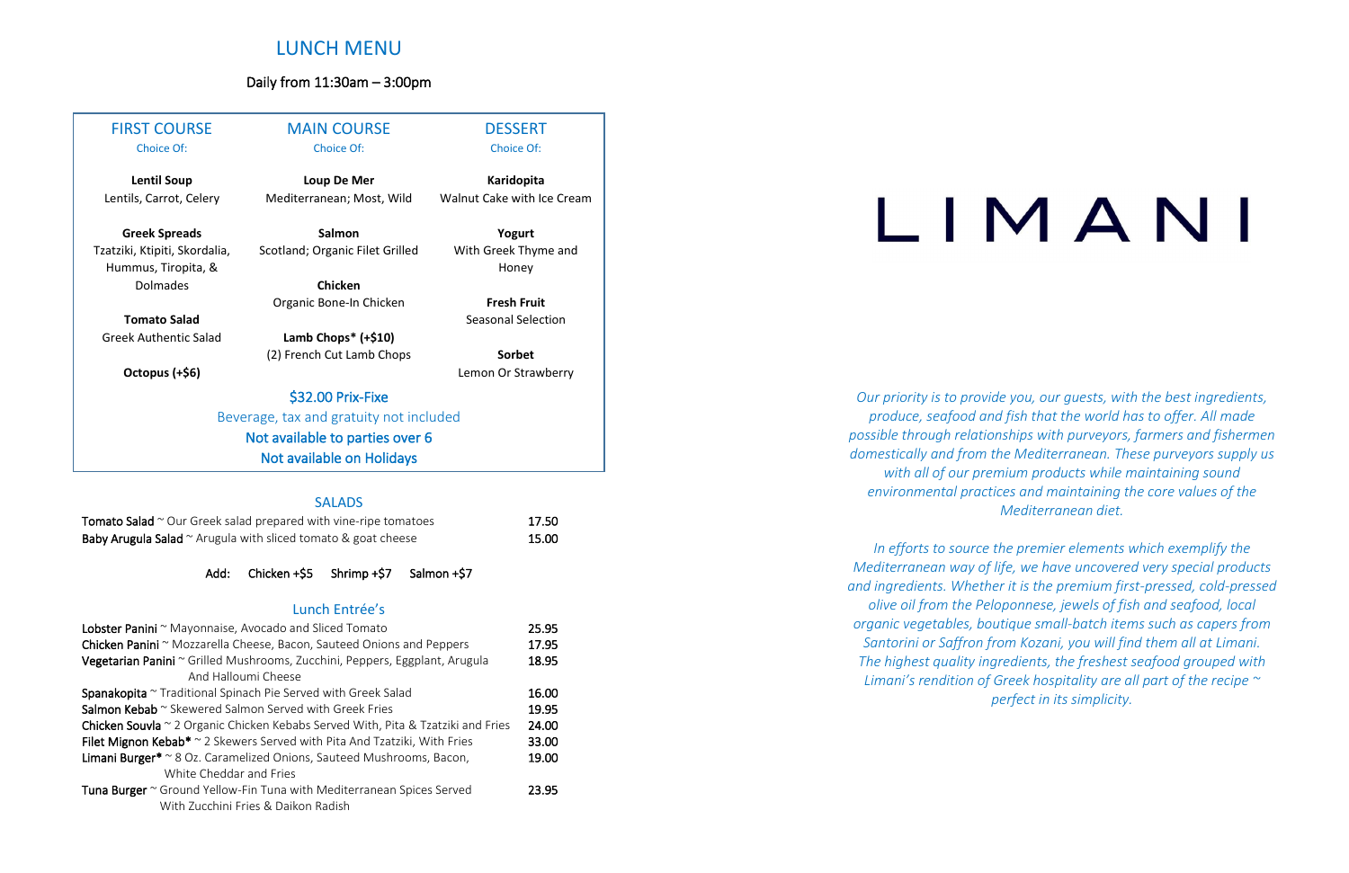# LUNCH MENU

Daily from 11:30am – 3:00pm

| FIRST COURSE<br>Choice Of: | MAIN COURSE<br>Choice Of: | DESSERT<br>Choice Of: |
|---|---|---|
| **Lentil Soup**<br>Lentils, Carrot, Celery | **Loup De Mer**<br>Mediterranean; Most, Wild | **Karidopita**<br>Walnut Cake with Ice Cream |
| **Greek Spreads**<br>Tzatziki, Ktipiti, Skordalia, Hummus, Tiropita, & Dolmades | **Salmon**<br>Scotland; Organic Filet Grilled | **Yogurt**<br>With Greek Thyme and Honey |
| **Tomato Salad**<br>Greek Authentic Salad | **Chicken**<br>Organic Bone-In Chicken | **Fresh Fruit**<br>Seasonal Selection |
| **Octopus (+$6)** | **Lamb Chops* (+$10)**<br>(2) French Cut Lamb Chops | **Sorbet**<br>Lemon Or Strawberry |

$32.00 Prix-Fixe

Beverage, tax and gratuity not included

Not available to parties over 6

Not available on Holidays

## SALADS

| | |
|---|---|
| **Tomato Salad** ~ Our Greek salad prepared with vine-ripe tomatoes | 17.50 |
| **Baby Arugula Salad** ~ Arugula with sliced tomato & goat cheese | 15.00 |

Add: Chicken +$5 Shrimp +$7 Salmon +$7

## Lunch Entrée's

| | |
|---|---|
| **Lobster Panini** ~ Mayonnaise, Avocado and Sliced Tomato | 25.95 |
| **Chicken Panini** ~ Mozzarella Cheese, Bacon, Sauteed Onions and Peppers | 17.95 |
| **Vegetarian Panini** ~ Grilled Mushrooms, Zucchini, Peppers, Eggplant, Arugula And Halloumi Cheese | 18.95 |
| **Spanakopita** ~ Traditional Spinach Pie Served with Greek Salad | 16.00 |
| **Salmon Kebab** ~ Skewered Salmon Served with Greek Fries | 19.95 |
| **Chicken Souvla** ~ 2 Organic Chicken Kebabs Served With, Pita & Tzatziki and Fries | 24.00 |
| **Filet Mignon Kebab*** ~ 2 Skewers Served with Pita And Tzatziki, With Fries | 33.00 |
| **Limani Burger*** ~ 8 Oz. Caramelized Onions, Sauteed Mushrooms, Bacon, White Cheddar and Fries | 19.00 |
| **Tuna Burger** ~ Ground Yellow-Fin Tuna with Mediterranean Spices Served With Zucchini Fries & Daikon Radish | 23.95 |

# LIMANI

*Our priority is to provide you, our guests, with the best ingredients, produce, seafood and fish that the world has to offer. All made possible through relationships with purveyors, farmers and fishermen domestically and from the Mediterranean. These purveyors supply us with all of our premium products while maintaining sound environmental practices and maintaining the core values of the Mediterranean diet.*

*In efforts to source the premier elements which exemplify the Mediterranean way of life, we have uncovered very special products and ingredients. Whether it is the premium first-pressed, cold-pressed olive oil from the Peloponnese, jewels of fish and seafood, local organic vegetables, boutique small-batch items such as capers from Santorini or Saffron from Kozani, you will find them all at Limani. The highest quality ingredients, the freshest seafood grouped with Limani's rendition of Greek hospitality are all part of the recipe ~ perfect in its simplicity.*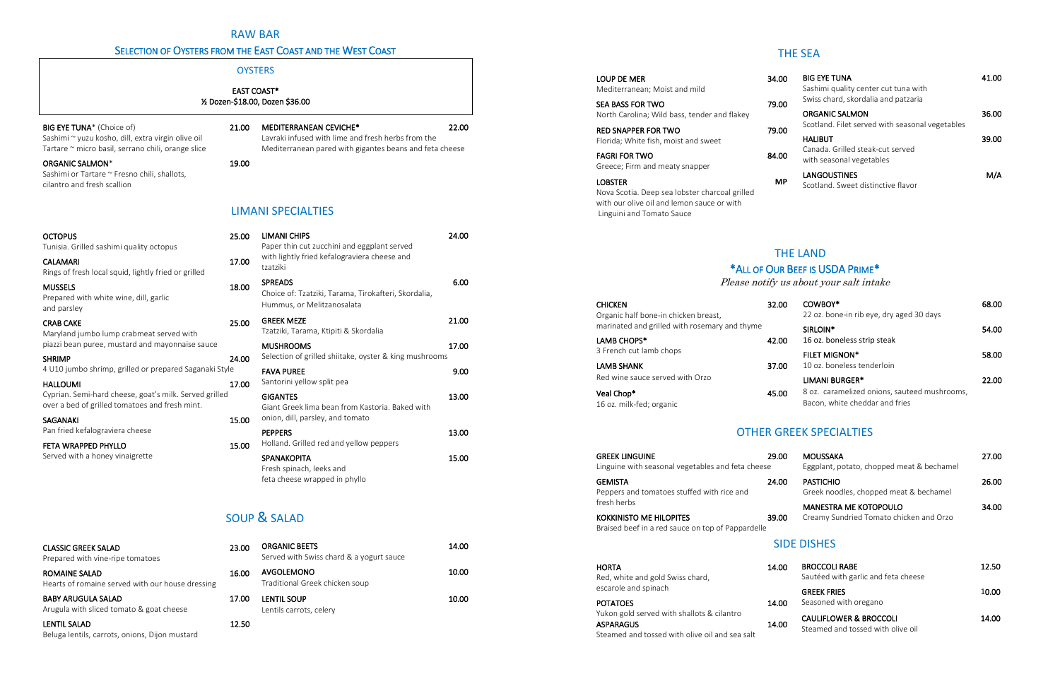# RAW BAR

## Selection of Oysters from the East Coast and the West Coast

### OYSTERS

**EAST COAST***
½ Dozen-$18.00, Dozen $36.00

**BIG EYE TUNA*** (Choice of) — 21.00
Sashimi ~ yuzu kosho, dill, extra virgin olive oil
Tartare ~ micro basil, serrano chili, orange slice

**ORGANIC SALMON*** — 19.00
Sashimi or Tartare ~ Fresno chili, shallots, cilantro and fresh scallion

**MEDITERRANEAN CEVICHE*** — 22.00
Lavraki infused with lime and fresh herbs from the Mediterranean pared with gigantes beans and feta cheese

# LIMANI SPECIALTIES

**OCTOPUS** — 25.00
Tunisia. Grilled sashimi quality octopus

**CALAMARI** — 17.00
Rings of fresh local squid, lightly fried or grilled

**MUSSELS** — 18.00
Prepared with white wine, dill, garlic and parsley

**CRAB CAKE** — 25.00
Maryland jumbo lump crabmeat served with piazzi bean puree, mustard and mayonnaise sauce

**SHRIMP** — 24.00
4 U10 jumbo shrimp, grilled or prepared Saganaki Style

**HALLOUMI** — 17.00
Cyprian. Semi-hard cheese, goat's milk. Served grilled over a bed of grilled tomatoes and fresh mint.

**SAGANAKI** — 15.00
Pan fried kefalograviera cheese

**FETA WRAPPED PHYLLO** — 15.00
Served with a honey vinaigrette

**LIMANI CHIPS** — 24.00
Paper thin cut zucchini and eggplant served with lightly fried kefalograviera cheese and tzatziki

**SPREADS** — 6.00
Choice of: Tzatziki, Tarama, Tirokafteri, Skordalia, Hummus, or Melitzanosalata

**GREEK MEZE** — 21.00
Tzatziki, Tarama, Ktipiti & Skordalia

**MUSHROOMS** — 17.00
Selection of grilled shiitake, oyster & king mushrooms

**FAVA PUREE** — 9.00
Santorini yellow split pea

**GIGANTES** — 13.00
Giant Greek lima bean from Kastoria. Baked with onion, dill, parsley, and tomato

**PEPPERS** — 13.00
Holland. Grilled red and yellow peppers

**SPANAKOPITA** — 15.00
Fresh spinach, leeks and feta cheese wrapped in phyllo

# SOUP & SALAD

**CLASSIC GREEK SALAD** — 23.00
Prepared with vine-ripe tomatoes

**ROMAINE SALAD** — 16.00
Hearts of romaine served with our house dressing

**BABY ARUGULA SALAD** — 17.00
Arugula with sliced tomato & goat cheese

**LENTIL SALAD** — 12.50
Beluga lentils, carrots, onions, Dijon mustard

**ORGANIC BEETS** — 14.00
Served with Swiss chard & a yogurt sauce

**AVGOLEMONO** — 10.00
Traditional Greek chicken soup

**LENTIL SOUP** — 10.00
Lentils carrots, celery

# THE SEA

**LOUP DE MER** — 34.00
Mediterranean; Moist and mild

**SEA BASS FOR TWO** — 79.00
North Carolina; Wild bass, tender and flakey

**RED SNAPPER FOR TWO** — 79.00
Florida; White fish, moist and sweet

**FAGRI FOR TWO** — 84.00
Greece; Firm and meaty snapper

**LOBSTER** — MP
Nova Scotia. Deep sea lobster charcoal grilled with our olive oil and lemon sauce or with Linguini and Tomato Sauce

**BIG EYE TUNA** — 41.00
Sashimi quality center cut tuna with Swiss chard, skordalia and patzaria

**ORGANIC SALMON** — 36.00
Scotland. Filet served with seasonal vegetables

**HALIBUT** — 39.00
Canada. Grilled steak-cut served with seasonal vegetables

**LANGOUSTINES** — M/A
Scotland. Sweet distinctive flavor

# THE LAND

## *All of Our Beef is USDA Prime*

*Please notify us about your salt intake*

**CHICKEN** — 32.00
Organic half bone-in chicken breast, marinated and grilled with rosemary and thyme

**LAMB CHOPS*** — 42.00
3 French cut lamb chops

**LAMB SHANK** — 37.00
Red wine sauce served with Orzo

**Veal Chop*** — 45.00
16 oz. milk-fed; organic

**COWBOY*** — 68.00
22 oz. bone-in rib eye, dry aged 30 days

**SIRLOIN*** — 54.00
16 oz. boneless strip steak

**FILET MIGNON*** — 58.00
10 oz. boneless tenderloin

**LIMANI BURGER*** — 22.00
8 oz. caramelized onions, sauteed mushrooms, Bacon, white cheddar and fries

# OTHER GREEK SPECIALTIES

**GREEK LINGUINE** — 29.00
Linguine with seasonal vegetables and feta cheese

**GEMISTA** — 24.00
Peppers and tomatoes stuffed with rice and fresh herbs

**KOKKINISTO ME HILOPITES** — 39.00
Braised beef in a red sauce on top of Pappardelle

**MOUSSAKA** — 27.00
Eggplant, potato, chopped meat & bechamel

**PASTICHIO** — 26.00
Greek noodles, chopped meat & bechamel

**MANESTRA ME KOTOPOULO** — 34.00
Creamy Sundried Tomato chicken and Orzo

# SIDE DISHES

**HORTA** — 14.00
Red, white and gold Swiss chard, escarole and spinach

**POTATOES** — 14.00
Yukon gold served with shallots & cilantro

**ASPARAGUS** — 14.00
Steamed and tossed with olive oil and sea salt

**BROCCOLI RABE** — 12.50
Sautéed with garlic and feta cheese

**GREEK FRIES** — 10.00
Seasoned with oregano

**CAULIFLOWER & BROCCOLI** — 14.00
Steamed and tossed with olive oil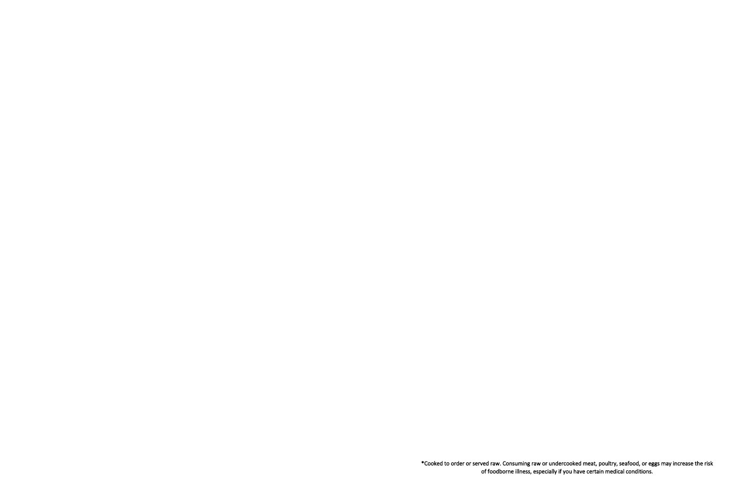*Cooked to order or served raw. Consuming raw or undercooked meat, poultry, seafood, or eggs may increase the risk of foodborne illness, especially if you have certain medical conditions.